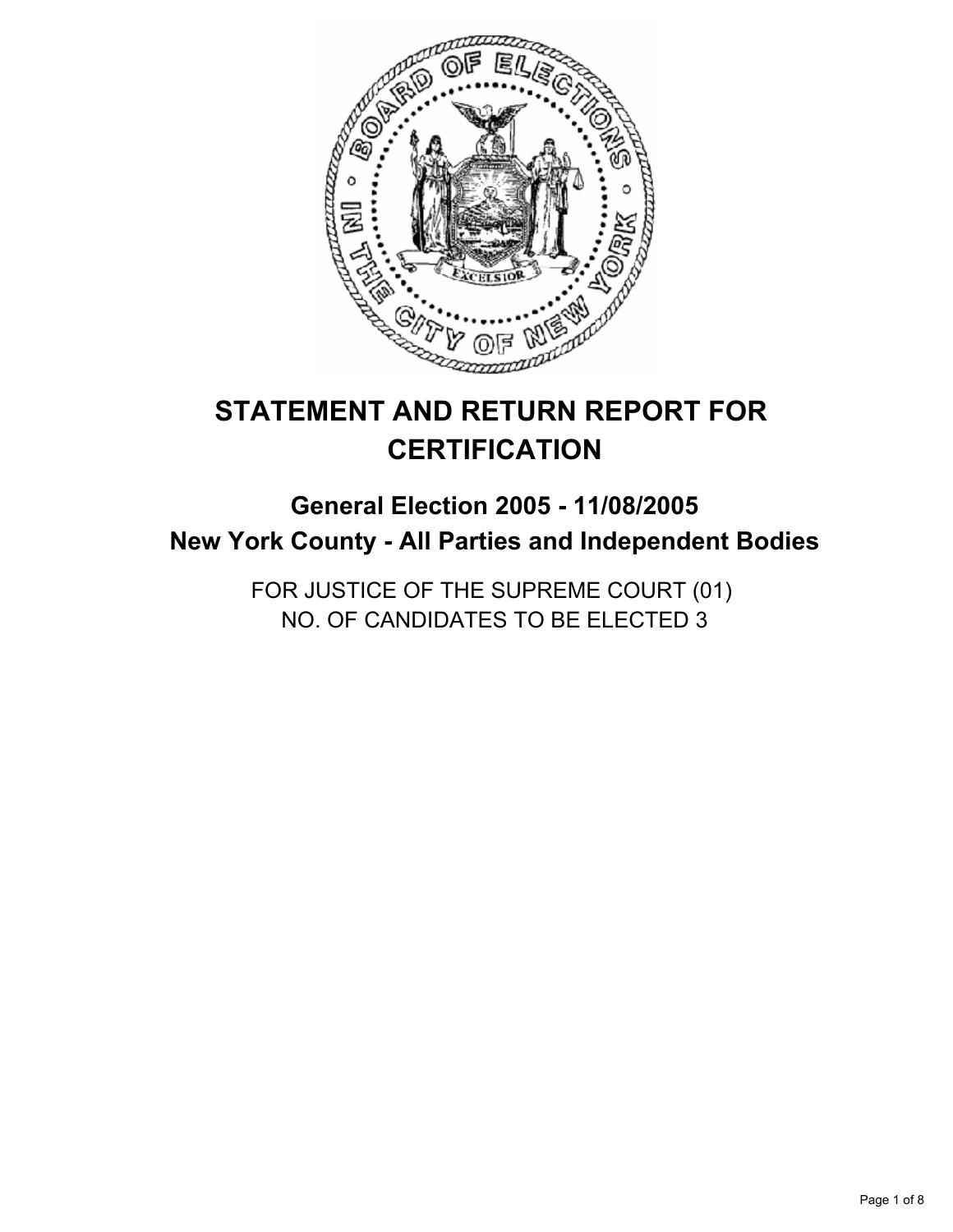# STATEMENT AND RETURN REPORT FOR CERTIFICATION

## General Election 2005 - 11/08/2005
## New York County - All Parties and Independent Bodies

FOR JUSTICE OF THE SUPREME COURT (01)
NO. OF CANDIDATES TO BE ELECTED 3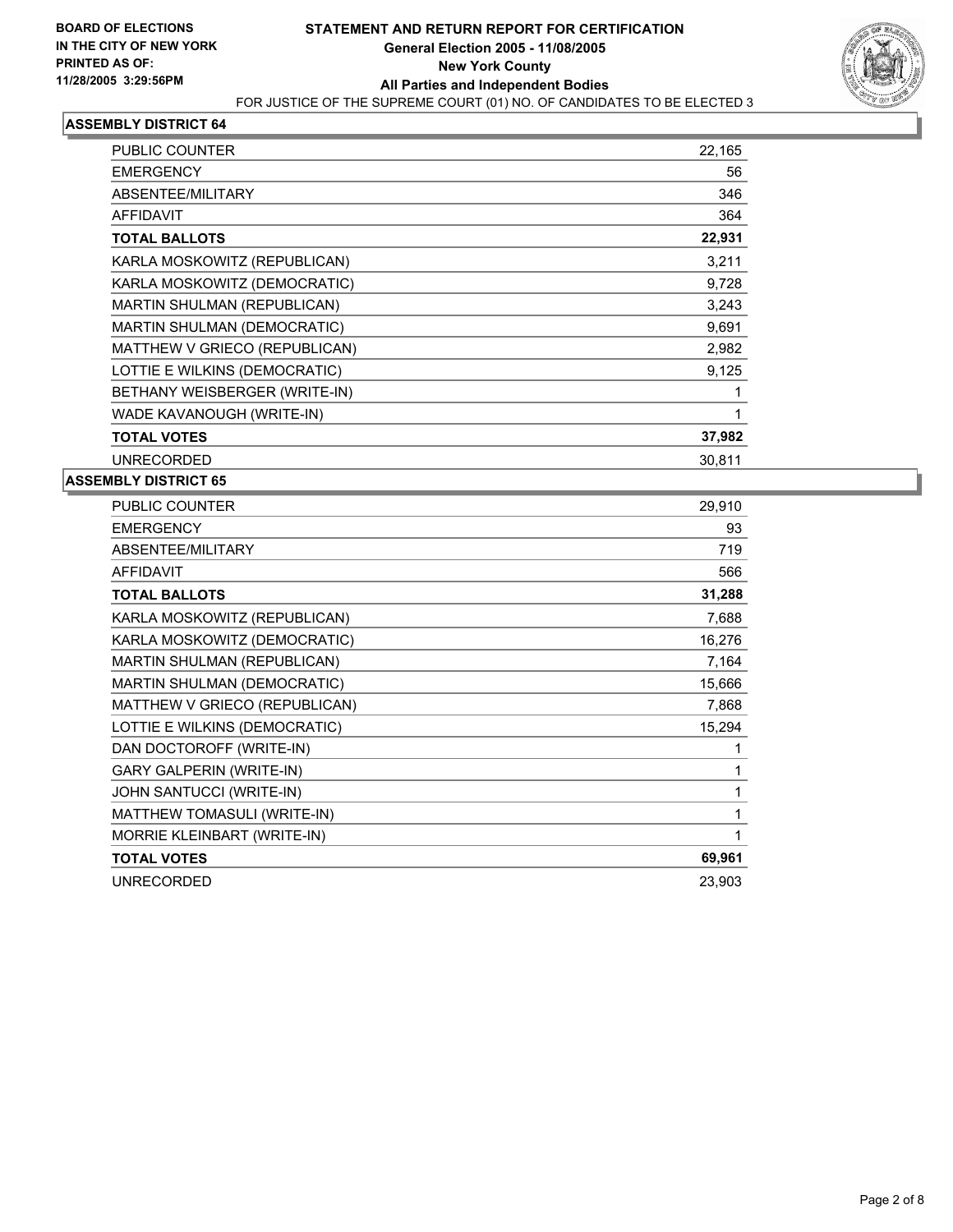**BOARD OF ELECTIONS IN THE CITY OF NEW YORK PRINTED AS OF: 11/28/2005 3:29:56PM**

# STATEMENT AND RETURN REPORT FOR CERTIFICATION
## General Election 2005 - 11/08/2005
## New York County
## All Parties and Independent Bodies

FOR JUSTICE OF THE SUPREME COURT (01) NO. OF CANDIDATES TO BE ELECTED 3

### ASSEMBLY DISTRICT 64

| | |
|---|---|
| PUBLIC COUNTER | 22,165 |
| EMERGENCY | 56 |
| ABSENTEE/MILITARY | 346 |
| AFFIDAVIT | 364 |
| **TOTAL BALLOTS** | **22,931** |
| KARLA MOSKOWITZ (REPUBLICAN) | 3,211 |
| KARLA MOSKOWITZ (DEMOCRATIC) | 9,728 |
| MARTIN SHULMAN (REPUBLICAN) | 3,243 |
| MARTIN SHULMAN (DEMOCRATIC) | 9,691 |
| MATTHEW V GRIECO (REPUBLICAN) | 2,982 |
| LOTTIE E WILKINS (DEMOCRATIC) | 9,125 |
| BETHANY WEISBERGER (WRITE-IN) | 1 |
| WADE KAVANOUGH (WRITE-IN) | 1 |
| **TOTAL VOTES** | **37,982** |
| UNRECORDED | 30,811 |

### ASSEMBLY DISTRICT 65

| | |
|---|---|
| PUBLIC COUNTER | 29,910 |
| EMERGENCY | 93 |
| ABSENTEE/MILITARY | 719 |
| AFFIDAVIT | 566 |
| **TOTAL BALLOTS** | **31,288** |
| KARLA MOSKOWITZ (REPUBLICAN) | 7,688 |
| KARLA MOSKOWITZ (DEMOCRATIC) | 16,276 |
| MARTIN SHULMAN (REPUBLICAN) | 7,164 |
| MARTIN SHULMAN (DEMOCRATIC) | 15,666 |
| MATTHEW V GRIECO (REPUBLICAN) | 7,868 |
| LOTTIE E WILKINS (DEMOCRATIC) | 15,294 |
| DAN DOCTOROFF (WRITE-IN) | 1 |
| GARY GALPERIN (WRITE-IN) | 1 |
| JOHN SANTUCCI (WRITE-IN) | 1 |
| MATTHEW TOMASULI (WRITE-IN) | 1 |
| MORRIE KLEINBART (WRITE-IN) | 1 |
| **TOTAL VOTES** | **69,961** |
| UNRECORDED | 23,903 |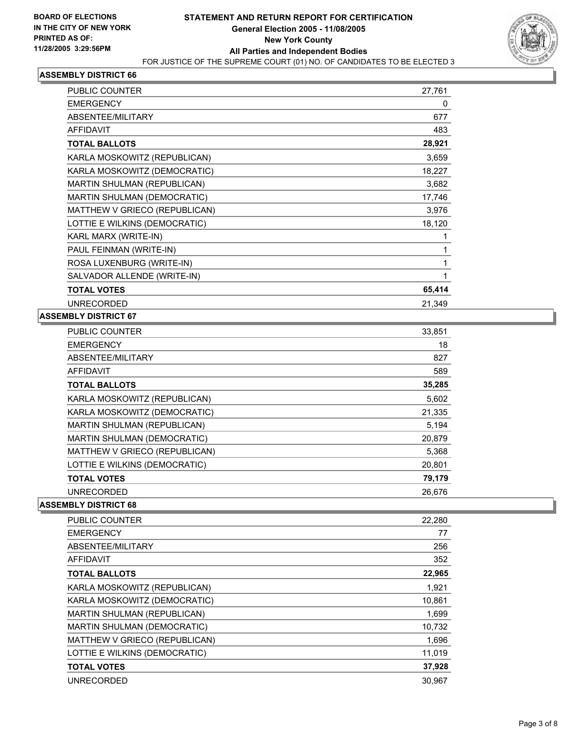**BOARD OF ELECTIONS IN THE CITY OF NEW YORK PRINTED AS OF: 11/28/2005 3:29:56PM**

# STATEMENT AND RETURN REPORT FOR CERTIFICATION
## General Election 2005 - 11/08/2005
## New York County
## All Parties and Independent Bodies

FOR JUSTICE OF THE SUPREME COURT (01) NO. OF CANDIDATES TO BE ELECTED 3

### ASSEMBLY DISTRICT 66

| | |
|---|---|
| PUBLIC COUNTER | 27,761 |
| EMERGENCY | 0 |
| ABSENTEE/MILITARY | 677 |
| AFFIDAVIT | 483 |
| **TOTAL BALLOTS** | **28,921** |
| KARLA MOSKOWITZ (REPUBLICAN) | 3,659 |
| KARLA MOSKOWITZ (DEMOCRATIC) | 18,227 |
| MARTIN SHULMAN (REPUBLICAN) | 3,682 |
| MARTIN SHULMAN (DEMOCRATIC) | 17,746 |
| MATTHEW V GRIECO (REPUBLICAN) | 3,976 |
| LOTTIE E WILKINS (DEMOCRATIC) | 18,120 |
| KARL MARX (WRITE-IN) | 1 |
| PAUL FEINMAN (WRITE-IN) | 1 |
| ROSA LUXENBURG (WRITE-IN) | 1 |
| SALVADOR ALLENDE (WRITE-IN) | 1 |
| **TOTAL VOTES** | **65,414** |
| UNRECORDED | 21,349 |

### ASSEMBLY DISTRICT 67

| | |
|---|---|
| PUBLIC COUNTER | 33,851 |
| EMERGENCY | 18 |
| ABSENTEE/MILITARY | 827 |
| AFFIDAVIT | 589 |
| **TOTAL BALLOTS** | **35,285** |
| KARLA MOSKOWITZ (REPUBLICAN) | 5,602 |
| KARLA MOSKOWITZ (DEMOCRATIC) | 21,335 |
| MARTIN SHULMAN (REPUBLICAN) | 5,194 |
| MARTIN SHULMAN (DEMOCRATIC) | 20,879 |
| MATTHEW V GRIECO (REPUBLICAN) | 5,368 |
| LOTTIE E WILKINS (DEMOCRATIC) | 20,801 |
| **TOTAL VOTES** | **79,179** |
| UNRECORDED | 26,676 |

### ASSEMBLY DISTRICT 68

| | |
|---|---|
| PUBLIC COUNTER | 22,280 |
| EMERGENCY | 77 |
| ABSENTEE/MILITARY | 256 |
| AFFIDAVIT | 352 |
| **TOTAL BALLOTS** | **22,965** |
| KARLA MOSKOWITZ (REPUBLICAN) | 1,921 |
| KARLA MOSKOWITZ (DEMOCRATIC) | 10,861 |
| MARTIN SHULMAN (REPUBLICAN) | 1,699 |
| MARTIN SHULMAN (DEMOCRATIC) | 10,732 |
| MATTHEW V GRIECO (REPUBLICAN) | 1,696 |
| LOTTIE E WILKINS (DEMOCRATIC) | 11,019 |
| **TOTAL VOTES** | **37,928** |
| UNRECORDED | 30,967 |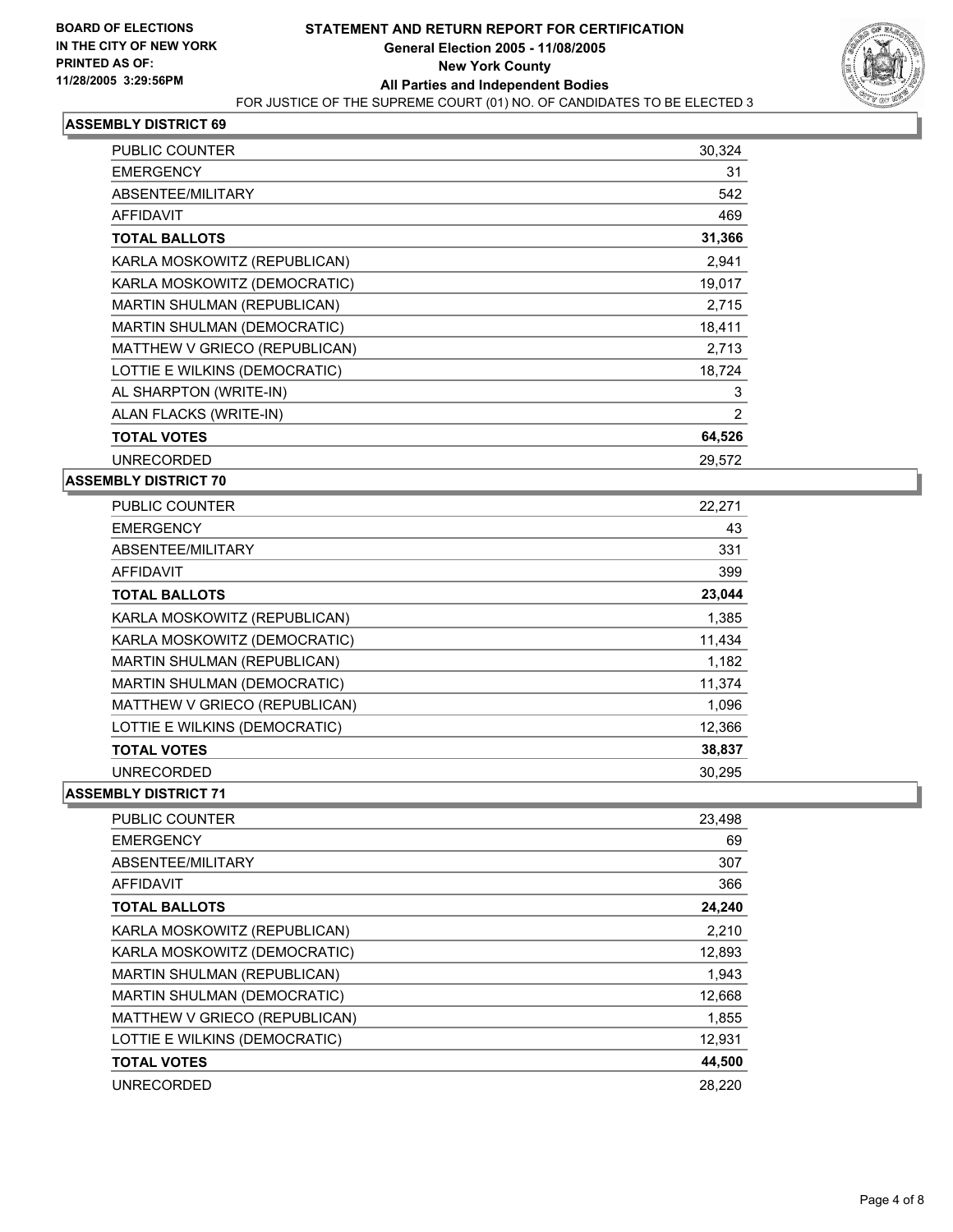**BOARD OF ELECTIONS IN THE CITY OF NEW YORK**
**PRINTED AS OF: 11/28/2005 3:29:56PM**

# STATEMENT AND RETURN REPORT FOR CERTIFICATION
## General Election 2005 - 11/08/2005
## New York County
## All Parties and Independent Bodies

FOR JUSTICE OF THE SUPREME COURT (01) NO. OF CANDIDATES TO BE ELECTED 3

### ASSEMBLY DISTRICT 69

| | |
|---|---|
| PUBLIC COUNTER | 30,324 |
| EMERGENCY | 31 |
| ABSENTEE/MILITARY | 542 |
| AFFIDAVIT | 469 |
| **TOTAL BALLOTS** | **31,366** |
| KARLA MOSKOWITZ (REPUBLICAN) | 2,941 |
| KARLA MOSKOWITZ (DEMOCRATIC) | 19,017 |
| MARTIN SHULMAN (REPUBLICAN) | 2,715 |
| MARTIN SHULMAN (DEMOCRATIC) | 18,411 |
| MATTHEW V GRIECO (REPUBLICAN) | 2,713 |
| LOTTIE E WILKINS (DEMOCRATIC) | 18,724 |
| AL SHARPTON (WRITE-IN) | 3 |
| ALAN FLACKS (WRITE-IN) | 2 |
| **TOTAL VOTES** | **64,526** |
| UNRECORDED | 29,572 |

### ASSEMBLY DISTRICT 70

| | |
|---|---|
| PUBLIC COUNTER | 22,271 |
| EMERGENCY | 43 |
| ABSENTEE/MILITARY | 331 |
| AFFIDAVIT | 399 |
| **TOTAL BALLOTS** | **23,044** |
| KARLA MOSKOWITZ (REPUBLICAN) | 1,385 |
| KARLA MOSKOWITZ (DEMOCRATIC) | 11,434 |
| MARTIN SHULMAN (REPUBLICAN) | 1,182 |
| MARTIN SHULMAN (DEMOCRATIC) | 11,374 |
| MATTHEW V GRIECO (REPUBLICAN) | 1,096 |
| LOTTIE E WILKINS (DEMOCRATIC) | 12,366 |
| **TOTAL VOTES** | **38,837** |
| UNRECORDED | 30,295 |

### ASSEMBLY DISTRICT 71

| | |
|---|---|
| PUBLIC COUNTER | 23,498 |
| EMERGENCY | 69 |
| ABSENTEE/MILITARY | 307 |
| AFFIDAVIT | 366 |
| **TOTAL BALLOTS** | **24,240** |
| KARLA MOSKOWITZ (REPUBLICAN) | 2,210 |
| KARLA MOSKOWITZ (DEMOCRATIC) | 12,893 |
| MARTIN SHULMAN (REPUBLICAN) | 1,943 |
| MARTIN SHULMAN (DEMOCRATIC) | 12,668 |
| MATTHEW V GRIECO (REPUBLICAN) | 1,855 |
| LOTTIE E WILKINS (DEMOCRATIC) | 12,931 |
| **TOTAL VOTES** | **44,500** |
| UNRECORDED | 28,220 |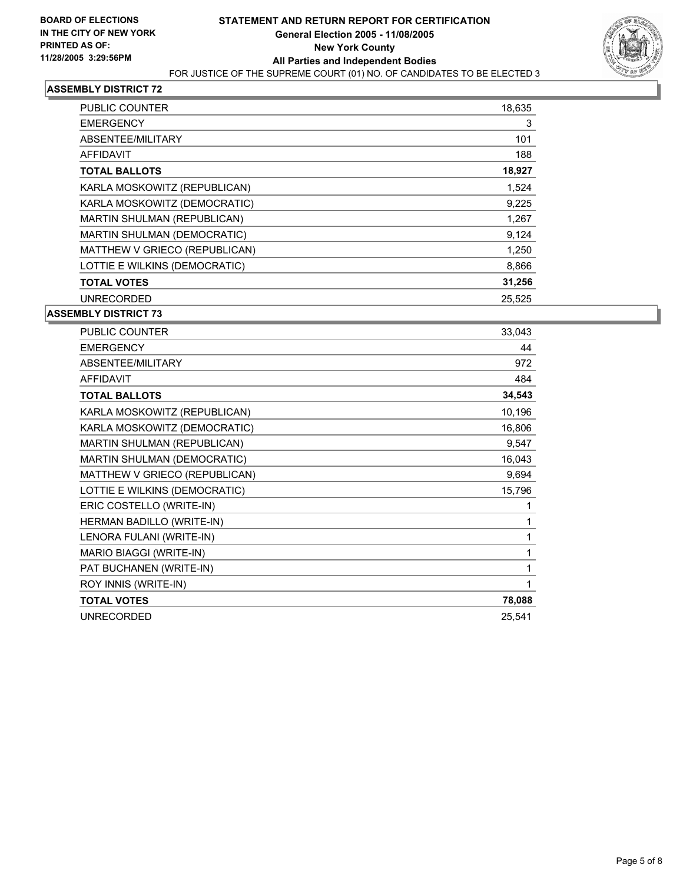**BOARD OF ELECTIONS IN THE CITY OF NEW YORK**
**PRINTED AS OF: 11/28/2005 3:29:56PM**

# STATEMENT AND RETURN REPORT FOR CERTIFICATION
## General Election 2005 - 11/08/2005
## New York County
## All Parties and Independent Bodies

FOR JUSTICE OF THE SUPREME COURT (01) NO. OF CANDIDATES TO BE ELECTED 3

### ASSEMBLY DISTRICT 72

| | |
|---|---|
| PUBLIC COUNTER | 18,635 |
| EMERGENCY | 3 |
| ABSENTEE/MILITARY | 101 |
| AFFIDAVIT | 188 |
| **TOTAL BALLOTS** | **18,927** |
| KARLA MOSKOWITZ (REPUBLICAN) | 1,524 |
| KARLA MOSKOWITZ (DEMOCRATIC) | 9,225 |
| MARTIN SHULMAN (REPUBLICAN) | 1,267 |
| MARTIN SHULMAN (DEMOCRATIC) | 9,124 |
| MATTHEW V GRIECO (REPUBLICAN) | 1,250 |
| LOTTIE E WILKINS (DEMOCRATIC) | 8,866 |
| **TOTAL VOTES** | **31,256** |
| UNRECORDED | 25,525 |

### ASSEMBLY DISTRICT 73

| | |
|---|---|
| PUBLIC COUNTER | 33,043 |
| EMERGENCY | 44 |
| ABSENTEE/MILITARY | 972 |
| AFFIDAVIT | 484 |
| **TOTAL BALLOTS** | **34,543** |
| KARLA MOSKOWITZ (REPUBLICAN) | 10,196 |
| KARLA MOSKOWITZ (DEMOCRATIC) | 16,806 |
| MARTIN SHULMAN (REPUBLICAN) | 9,547 |
| MARTIN SHULMAN (DEMOCRATIC) | 16,043 |
| MATTHEW V GRIECO (REPUBLICAN) | 9,694 |
| LOTTIE E WILKINS (DEMOCRATIC) | 15,796 |
| ERIC COSTELLO (WRITE-IN) | 1 |
| HERMAN BADILLO (WRITE-IN) | 1 |
| LENORA FULANI (WRITE-IN) | 1 |
| MARIO BIAGGI (WRITE-IN) | 1 |
| PAT BUCHANEN (WRITE-IN) | 1 |
| ROY INNIS (WRITE-IN) | 1 |
| **TOTAL VOTES** | **78,088** |
| UNRECORDED | 25,541 |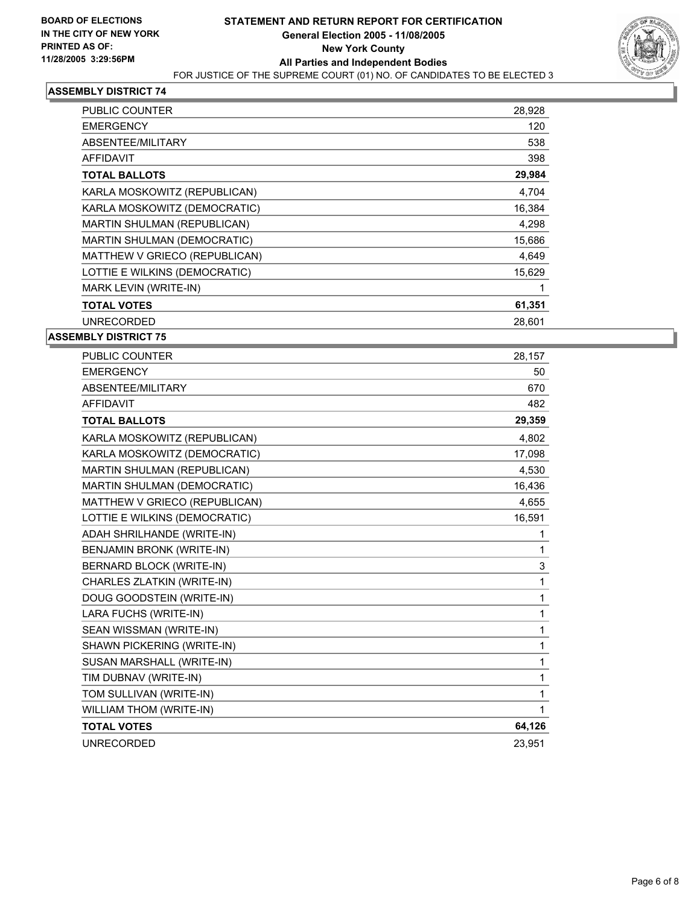**BOARD OF ELECTIONS IN THE CITY OF NEW YORK PRINTED AS OF: 11/28/2005 3:29:56PM**

# STATEMENT AND RETURN REPORT FOR CERTIFICATION
## General Election 2005 - 11/08/2005
## New York County
## All Parties and Independent Bodies
FOR JUSTICE OF THE SUPREME COURT (01) NO. OF CANDIDATES TO BE ELECTED 3

### ASSEMBLY DISTRICT 74

| | |
|---|---|
| PUBLIC COUNTER | 28,928 |
| EMERGENCY | 120 |
| ABSENTEE/MILITARY | 538 |
| AFFIDAVIT | 398 |
| **TOTAL BALLOTS** | **29,984** |
| KARLA MOSKOWITZ (REPUBLICAN) | 4,704 |
| KARLA MOSKOWITZ (DEMOCRATIC) | 16,384 |
| MARTIN SHULMAN (REPUBLICAN) | 4,298 |
| MARTIN SHULMAN (DEMOCRATIC) | 15,686 |
| MATTHEW V GRIECO (REPUBLICAN) | 4,649 |
| LOTTIE E WILKINS (DEMOCRATIC) | 15,629 |
| MARK LEVIN (WRITE-IN) | 1 |
| **TOTAL VOTES** | **61,351** |
| UNRECORDED | 28,601 |

### ASSEMBLY DISTRICT 75

| | |
|---|---|
| PUBLIC COUNTER | 28,157 |
| EMERGENCY | 50 |
| ABSENTEE/MILITARY | 670 |
| AFFIDAVIT | 482 |
| **TOTAL BALLOTS** | **29,359** |
| KARLA MOSKOWITZ (REPUBLICAN) | 4,802 |
| KARLA MOSKOWITZ (DEMOCRATIC) | 17,098 |
| MARTIN SHULMAN (REPUBLICAN) | 4,530 |
| MARTIN SHULMAN (DEMOCRATIC) | 16,436 |
| MATTHEW V GRIECO (REPUBLICAN) | 4,655 |
| LOTTIE E WILKINS (DEMOCRATIC) | 16,591 |
| ADAH SHRILHANDE (WRITE-IN) | 1 |
| BENJAMIN BRONK (WRITE-IN) | 1 |
| BERNARD BLOCK (WRITE-IN) | 3 |
| CHARLES ZLATKIN (WRITE-IN) | 1 |
| DOUG GOODSTEIN (WRITE-IN) | 1 |
| LARA FUCHS (WRITE-IN) | 1 |
| SEAN WISSMAN (WRITE-IN) | 1 |
| SHAWN PICKERING (WRITE-IN) | 1 |
| SUSAN MARSHALL (WRITE-IN) | 1 |
| TIM DUBNAV (WRITE-IN) | 1 |
| TOM SULLIVAN (WRITE-IN) | 1 |
| WILLIAM THOM (WRITE-IN) | 1 |
| **TOTAL VOTES** | **64,126** |
| UNRECORDED | 23,951 |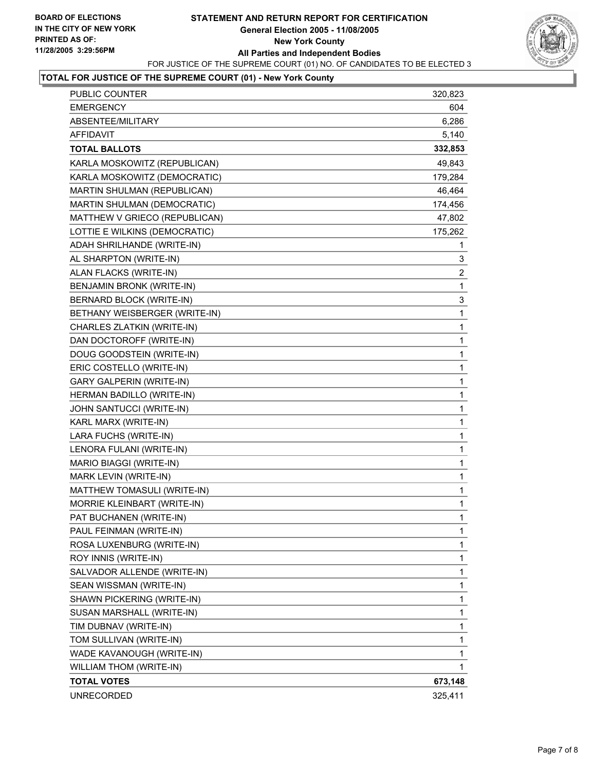**BOARD OF ELECTIONS IN THE CITY OF NEW YORK PRINTED AS OF: 11/28/2005 3:29:56PM**

# STATEMENT AND RETURN REPORT FOR CERTIFICATION
## General Election 2005 - 11/08/2005
## New York County
## All Parties and Independent Bodies

FOR JUSTICE OF THE SUPREME COURT (01) NO. OF CANDIDATES TO BE ELECTED 3

### TOTAL FOR JUSTICE OF THE SUPREME COURT (01) - New York County

| | |
|---|---|
| PUBLIC COUNTER | 320,823 |
| EMERGENCY | 604 |
| ABSENTEE/MILITARY | 6,286 |
| AFFIDAVIT | 5,140 |
| **TOTAL BALLOTS** | **332,853** |
| KARLA MOSKOWITZ (REPUBLICAN) | 49,843 |
| KARLA MOSKOWITZ (DEMOCRATIC) | 179,284 |
| MARTIN SHULMAN (REPUBLICAN) | 46,464 |
| MARTIN SHULMAN (DEMOCRATIC) | 174,456 |
| MATTHEW V GRIECO (REPUBLICAN) | 47,802 |
| LOTTIE E WILKINS (DEMOCRATIC) | 175,262 |
| ADAH SHRILHANDE (WRITE-IN) | 1 |
| AL SHARPTON (WRITE-IN) | 3 |
| ALAN FLACKS (WRITE-IN) | 2 |
| BENJAMIN BRONK (WRITE-IN) | 1 |
| BERNARD BLOCK (WRITE-IN) | 3 |
| BETHANY WEISBERGER (WRITE-IN) | 1 |
| CHARLES ZLATKIN (WRITE-IN) | 1 |
| DAN DOCTOROFF (WRITE-IN) | 1 |
| DOUG GOODSTEIN (WRITE-IN) | 1 |
| ERIC COSTELLO (WRITE-IN) | 1 |
| GARY GALPERIN (WRITE-IN) | 1 |
| HERMAN BADILLO (WRITE-IN) | 1 |
| JOHN SANTUCCI (WRITE-IN) | 1 |
| KARL MARX (WRITE-IN) | 1 |
| LARA FUCHS (WRITE-IN) | 1 |
| LENORA FULANI (WRITE-IN) | 1 |
| MARIO BIAGGI (WRITE-IN) | 1 |
| MARK LEVIN (WRITE-IN) | 1 |
| MATTHEW TOMASULI (WRITE-IN) | 1 |
| MORRIE KLEINBART (WRITE-IN) | 1 |
| PAT BUCHANEN (WRITE-IN) | 1 |
| PAUL FEINMAN (WRITE-IN) | 1 |
| ROSA LUXENBURG (WRITE-IN) | 1 |
| ROY INNIS (WRITE-IN) | 1 |
| SALVADOR ALLENDE (WRITE-IN) | 1 |
| SEAN WISSMAN (WRITE-IN) | 1 |
| SHAWN PICKERING (WRITE-IN) | 1 |
| SUSAN MARSHALL (WRITE-IN) | 1 |
| TIM DUBNAV (WRITE-IN) | 1 |
| TOM SULLIVAN (WRITE-IN) | 1 |
| WADE KAVANOUGH (WRITE-IN) | 1 |
| WILLIAM THOM (WRITE-IN) | 1 |
| **TOTAL VOTES** | **673,148** |
| UNRECORDED | 325,411 |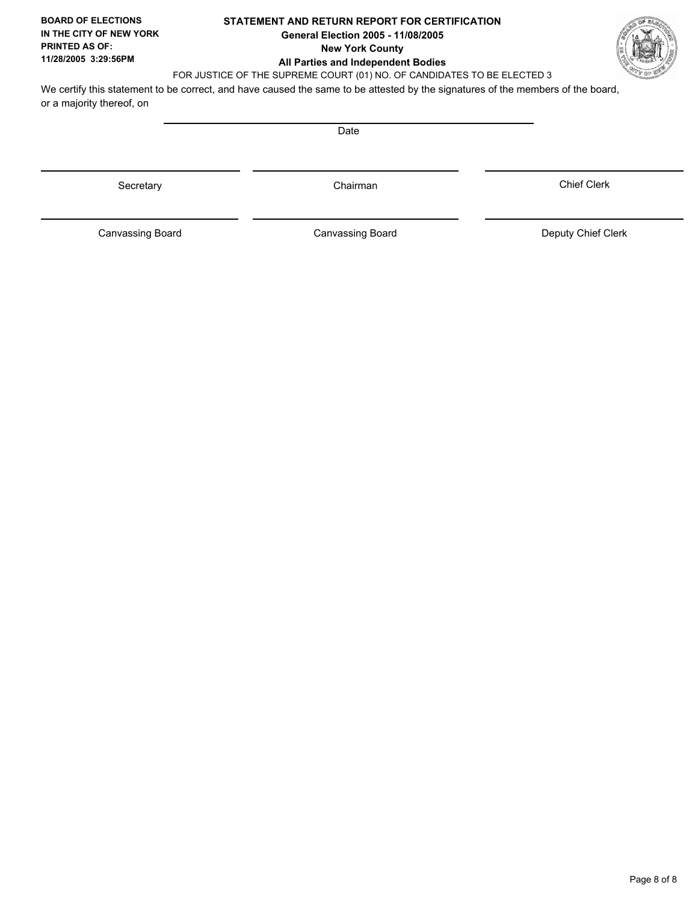**BOARD OF ELECTIONS**
**IN THE CITY OF NEW YORK**
**PRINTED AS OF:**
**11/28/2005 3:29:56PM**

## STATEMENT AND RETURN REPORT FOR CERTIFICATION

**General Election 2005 - 11/08/2005**

**New York County**

**All Parties and Independent Bodies**

FOR JUSTICE OF THE SUPREME COURT (01) NO. OF CANDIDATES TO BE ELECTED 3

We certify this statement to be correct, and have caused the same to be attested by the signatures of the members of the board, or a majority thereof, on

\_\_\_\_\_\_\_\_\_\_\_\_\_\_\_\_\_\_\_\_\_\_\_\_\_\_\_\_\_\_
Date

| | | |
|---|---|---|
| Secretary | Chairman | Chief Clerk |
| Canvassing Board | Canvassing Board | Deputy Chief Clerk |